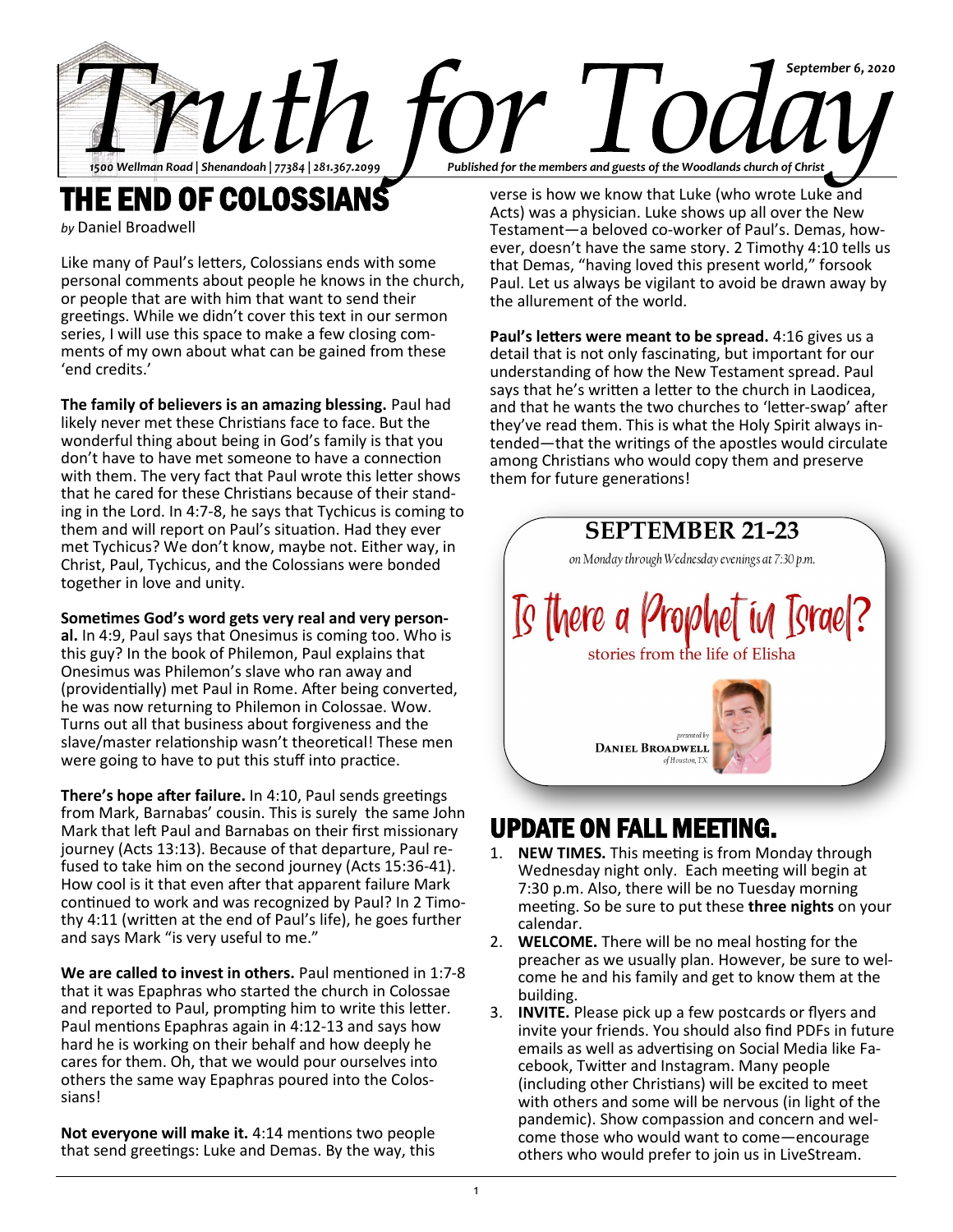# Truth for Today

*September 6, 2020*

*1500 Wellman Road | Shenandoah | 77384 | 281.367.2099*

*Published for the members and guests of the Woodlands church of Christ*

## THE END OF COLOSSIANS

*by* Daniel Broadwell

Like many of Paul's letters, Colossians ends with some personal comments about people he knows in the church, or people that are with him that want to send their greetings. While we didn't cover this text in our sermon series, I will use this space to make a few closing comments of my own about what can be gained from these 'end credits.'

**The family of believers is an amazing blessing.** Paul had likely never met these Christians face to face. But the wonderful thing about being in God's family is that you don't have to have met someone to have a connection with them. The very fact that Paul wrote this letter shows that he cared for these Christians because of their standing in the Lord. In 4:7-8, he says that Tychicus is coming to them and will report on Paul's situation. Had they ever met Tychicus? We don't know, maybe not. Either way, in Christ, Paul, Tychicus, and the Colossians were bonded together in love and unity.

**Sometimes God's word gets very real and very personal.** In 4:9, Paul says that Onesimus is coming too. Who is this guy? In the book of Philemon, Paul explains that Onesimus was Philemon's slave who ran away and (providentially) met Paul in Rome. After being converted, he was now returning to Philemon in Colossae. Wow. Turns out all that business about forgiveness and the slave/master relationship wasn't theoretical! These men were going to have to put this stuff into practice.

**There's hope after failure.** In 4:10, Paul sends greetings from Mark, Barnabas' cousin. This is surely the same John Mark that left Paul and Barnabas on their first missionary journey (Acts 13:13). Because of that departure, Paul refused to take him on the second journey (Acts 15:36-41). How cool is it that even after that apparent failure Mark continued to work and was recognized by Paul? In 2 Timothy 4:11 (written at the end of Paul's life), he goes further and says Mark "is very useful to me."

**We are called to invest in others.** Paul mentioned in 1:7-8 that it was Epaphras who started the church in Colossae and reported to Paul, prompting him to write this letter. Paul mentions Epaphras again in 4:12-13 and says how hard he is working on their behalf and how deeply he cares for them. Oh, that we would pour ourselves into others the same way Epaphras poured into the Colossians!

**Not everyone will make it.** 4:14 mentions two people that send greetings: Luke and Demas. By the way, this verse is how we know that Luke (who wrote Luke and Acts) was a physician. Luke shows up all over the New Testament—a beloved co-worker of Paul's. Demas, however, doesn't have the same story. 2 Timothy 4:10 tells us that Demas, "having loved this present world," forsook Paul. Let us always be vigilant to avoid be drawn away by the allurement of the world.

**Paul's letters were meant to be spread.** 4:16 gives us a detail that is not only fascinating, but important for our understanding of how the New Testament spread. Paul says that he's written a letter to the church in Laodicea, and that he wants the two churches to 'letter-swap' after they've read them. This is what the Holy Spirit always intended—that the writings of the apostles would circulate among Christians who would copy them and preserve them for future generations!

**SEPTEMBER 21-23**

*on Monday through Wednesday evenings at 7:30 p.m.*

**Is there a Prophet in Israel?**

stories from the life of Elisha

*presented by*
**Daniel Broadwell**
*of Houston, TX*

## UPDATE ON FALL MEETING.

1. **NEW TIMES.** This meeting is from Monday through Wednesday night only. Each meeting will begin at 7:30 p.m. Also, there will be no Tuesday morning meeting. So be sure to put these **three nights** on your calendar.
2. **WELCOME.** There will be no meal hosting for the preacher as we usually plan. However, be sure to welcome he and his family and get to know them at the building.
3. **INVITE.** Please pick up a few postcards or flyers and invite your friends. You should also find PDFs in future emails as well as advertising on Social Media like Facebook, Twitter and Instagram. Many people (including other Christians) will be excited to meet with others and some will be nervous (in light of the pandemic). Show compassion and concern and welcome those who would want to come—encourage others who would prefer to join us in LiveStream.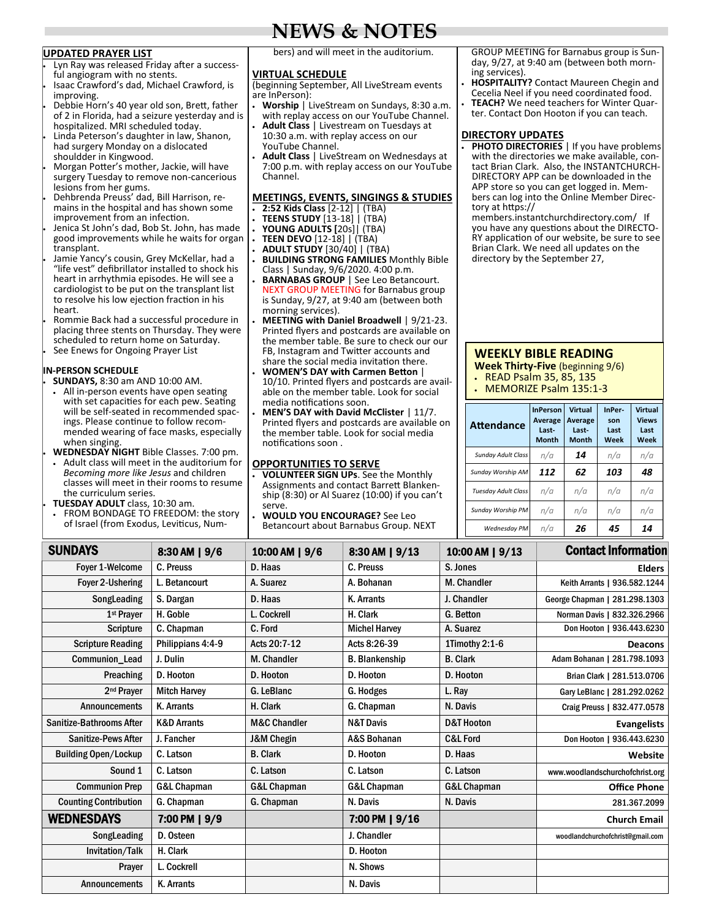# NEWS & NOTES

## UPDATED PRAYER LIST

- Lyn Ray was released Friday after a successful angiogram with no stents.
- Isaac Crawford's dad, Michael Crawford, is improving.
- Debbie Horn's 40 year old son, Brett, father of 2 in Florida, had a seizure yesterday and is hospitalized. MRI scheduled today.
- Linda Peterson's daughter in law, Shanon, had surgery Monday on a dislocated shouldder in Kingwood.
- Morgan Potter's mother, Jackie, will have surgery Tuesday to remove non-cancerious lesions from her gums.
- Dehbrenda Preuss' dad, Bill Harrison, remains in the hospital and has shown some improvement from an infection.
- Jenica St John's dad, Bob St. John, has made good improvements while he waits for organ transplant.
- Jamie Yancy's cousin, Grey McKellar, had a "life vest" defibrillator installed to shock his heart in arrhythmia episodes. He will see a cardiologist to be put on the transplant list to resolve his low ejection fraction in his heart.
- Rommie Back had a successful procedure in placing three stents on Thursday. They were scheduled to return home on Saturday.
- See Enews for Ongoing Prayer List

## IN-PERSON SCHEDULE

- **SUNDAYS,** 8:30 am AND 10:00 AM.
  - All in-person events have open seating with set capacities for each pew. Seating will be self-seated in recommended spacings. Please continue to follow recommended wearing of face masks, especially when singing.
- **WEDNESDAY NIGHT** Bible Classes. 7:00 pm.
  - Adult class will meet in the auditorium for *Becoming more like Jesus* and children classes will meet in their rooms to resume the curriculum series.
- **TUESDAY ADULT** class, 10:30 am.
  - FROM BONDAGE TO FREEDOM: the story of Israel (from Exodus, Leviticus, Numbers) and will meet in the auditorium.

## VIRTUAL SCHEDULE

(beginning September, All LiveStream events are InPerson):

- **Worship** | LiveStream on Sundays, 8:30 a.m. with replay access on our YouTube Channel.
- **Adult Class** | Livestream on Tuesdays at 10:30 a.m. with replay access on our YouTube Channel.
- **Adult Class** | LiveStream on Wednesdays at 7:00 p.m. with replay access on our YouTube Channel.

## MEETINGS, EVENTS, SINGINGS & STUDIES

- **2:52 Kids Class** [2-12] | (TBA)
- **TEENS STUDY** [13-18] | (TBA)
- **YOUNG ADULTS** [20s]| (TBA)
- **TEEN DEVO** [12-18] | (TBA)
- **ADULT STUDY** [30/40] | (TBA)
- **BUILDING STRONG FAMILIES** Monthly Bible Class | Sunday, 9/6/2020. 4:00 p.m.
- **BARNABAS GROUP** | See Leo Betancourt. NEXT GROUP MEETING for Barnabus group is Sunday, 9/27, at 9:40 am (between both morning services).
- **MEETING with Daniel Broadwell** | 9/21-23. Printed flyers and postcards are available on the member table. Be sure to check our our FB, Instagram and Twitter accounts and share the social media invitation there.
- **WOMEN'S DAY with Carmen Betton** | 10/10. Printed flyers and postcards are available on the member table. Look for social media notifications soon.
- **MEN'S DAY with David McClister** | 11/7. Printed flyers and postcards are available on the member table. Look for social media notifications soon .

## OPPORTUNITIES TO SERVE

- **VOLUNTEER SIGN UPs**. See the Monthly Assignments and contact Barrett Blankenship (8:30) or Al Suarez (10:00) if you can't serve.
- **WOULD YOU ENCOURAGE?** See Leo Betancourt about Barnabus Group. NEXT GROUP MEETING for Barnabus group is Sunday, 9/27, at 9:40 am (between both morning services).
- **HOSPITALITY?** Contact Maureen Chegin and Cecelia Neel if you need coordinated food.
- **TEACH?** We need teachers for Winter Quarter. Contact Don Hooton if you can teach.

## DIRECTORY UPDATES

- **PHOTO DIRECTORIES** | If you have problems with the directories we made available, contact Brian Clark. Also, the INSTANTCHURCHDIRECTORY APP can be downloaded in the APP store so you can get logged in. Members can log into the Online Member Directory at https://members.instantchurchdirectory.com/ If you have any questions about the DIRECTORY application of our website, be sure to see Brian Clark. We need all updates on the directory by the September 27,

## WEEKLY BIBLE READING

**Week Thirty-Five** (beginning 9/6)

- READ Psalm 35, 85, 135
- MEMORIZE Psalm 135:1-3

| Attendance | InPerson Average Last-Month | Virtual Average Last-Month | InPerson Last Week | Virtual Views Last Week |
|---|---|---|---|---|
| *Sunday Adult Class* | *n/a* | ***14*** | *n/a* | *n/a* |
| *Sunday Worship AM* | ***112*** | ***62*** | ***103*** | ***48*** |
| *Tuesday Adult Class* | *n/a* | *n/a* | *n/a* | *n/a* |
| *Sunday Worship PM* | *n/a* | *n/a* | *n/a* | *n/a* |
| *Wednesday PM* | *n/a* | ***26*** | ***45*** | ***14*** |

| SUNDAYS | 8:30 AM \| 9/6 | 10:00 AM \| 9/6 | 8:30 AM \| 9/13 | 10:00 AM \| 9/13 | Contact Information |
|---|---|---|---|---|---|
| Foyer 1-Welcome | C. Preuss | D. Haas | C. Preuss | S. Jones | **Elders** |
| Foyer 2-Ushering | L. Betancourt | A. Suarez | A. Bohanan | M. Chandler | Keith Arrants \| 936.582.1244 |
| SongLeading | S. Dargan | D. Haas | K. Arrants | J. Chandler | George Chapman \| 281.298.1303 |
| 1st Prayer | H. Goble | L. Cockrell | H. Clark | G. Betton | Norman Davis \| 832.326.2966 |
| Scripture | C. Chapman | C. Ford | Michel Harvey | A. Suarez | Don Hooton \| 936.443.6230 |
| Scripture Reading | Philippians 4:4-9 | Acts 20:7-12 | Acts 8:26-39 | 1Timothy 2:1-6 | **Deacons** |
| Communion_Lead | J. Dulin | M. Chandler | B. Blankenship | B. Clark | Adam Bohanan \| 281.798.1093 |
| Preaching | D. Hooton | D. Hooton | D. Hooton | D. Hooton | Brian Clark \| 281.513.0706 |
| 2nd Prayer | Mitch Harvey | G. LeBlanc | G. Hodges | L. Ray | Gary LeBlanc \| 281.292.0262 |
| Announcements | K. Arrants | H. Clark | G. Chapman | N. Davis | Craig Preuss \| 832.477.0578 |
| Sanitize-Bathrooms After | K&D Arrants | M&C Chandler | N&T Davis | D&T Hooton | **Evangelists** |
| Sanitize-Pews After | J. Fancher | J&M Chegin | A&S Bohanan | C&L Ford | Don Hooton \| 936.443.6230 |
| Building Open/Lockup | C. Latson | B. Clark | D. Hooton | D. Haas | **Website** |
| Sound 1 | C. Latson | C. Latson | C. Latson | C. Latson | www.woodlandschurchofchrist.org |
| Communion Prep | G&L Chapman | G&L Chapman | G&L Chapman | G&L Chapman | **Office Phone** |
| Counting Contribution | G. Chapman | G. Chapman | N. Davis | N. Davis | 281.367.2099 |
| **WEDNESDAYS** | **7:00 PM \| 9/9** | | **7:00 PM \| 9/16** | | **Church Email** |
| SongLeading | D. Osteen | | J. Chandler | | woodlandchurchofchrist@gmail.com |
| Invitation/Talk | H. Clark | | D. Hooton | | |
| Prayer | L. Cockrell | | N. Shows | | |
| Announcements | K. Arrants | | N. Davis | | |